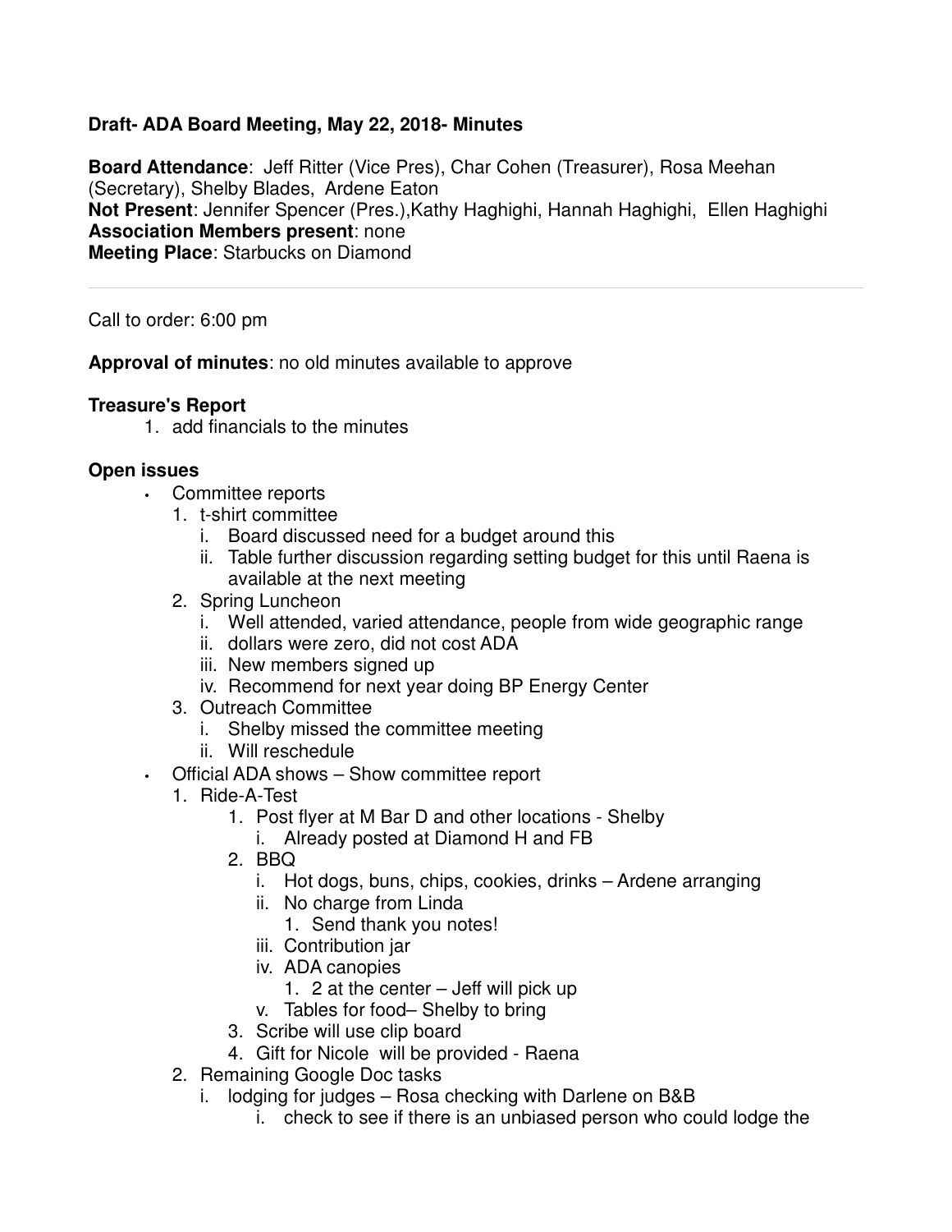**Draft- ADA Board Meeting, May 22, 2018- Minutes**

**Board Attendance**: Jeff Ritter (Vice Pres), Char Cohen (Treasurer), Rosa Meehan (Secretary), Shelby Blades, Ardene Eaton
**Not Present**: Jennifer Spencer (Pres.),Kathy Haghighi, Hannah Haghighi, Ellen Haghighi
**Association Members present**: none
**Meeting Place**: Starbucks on Diamond

---

Call to order: 6:00 pm

**Approval of minutes**: no old minutes available to approve

**Treasure's Report**

1. add financials to the minutes

**Open issues**

- Committee reports
    1. t-shirt committee
        i. Board discussed need for a budget around this
        ii. Table further discussion regarding setting budget for this until Raena is available at the next meeting
    2. Spring Luncheon
        i. Well attended, varied attendance, people from wide geographic range
        ii. dollars were zero, did not cost ADA
        iii. New members signed up
        iv. Recommend for next year doing BP Energy Center
    3. Outreach Committee
        i. Shelby missed the committee meeting
        ii. Will reschedule
- Official ADA shows – Show committee report
    1. Ride-A-Test
        1. Post flyer at M Bar D and other locations - Shelby
            i. Already posted at Diamond H and FB
        2. BBQ
            i. Hot dogs, buns, chips, cookies, drinks – Ardene arranging
            ii. No charge from Linda
                1. Send thank you notes!
            iii. Contribution jar
            iv. ADA canopies
                1. 2 at the center – Jeff will pick up
            v. Tables for food– Shelby to bring
        3. Scribe will use clip board
        4. Gift for Nicole will be provided - Raena
    2. Remaining Google Doc tasks
        i. lodging for judges – Rosa checking with Darlene on B&B
            i. check to see if there is an unbiased person who could lodge the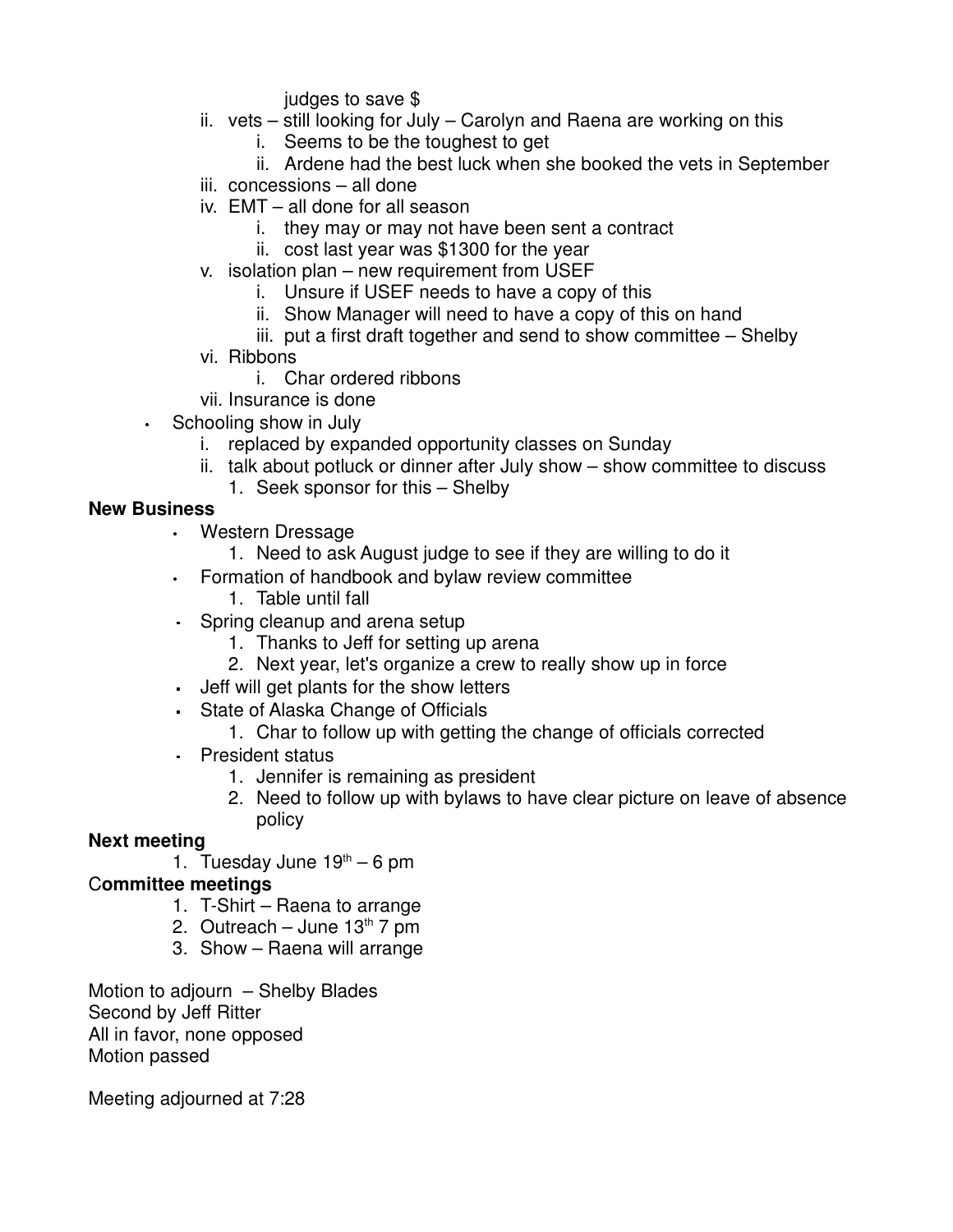judges to save $

ii. vets – still looking for July – Carolyn and Raena are working on this
    i. Seems to be the toughest to get
    ii. Ardene had the best luck when she booked the vets in September
iii. concessions – all done
iv. EMT – all done for all season
    i. they may or may not have been sent a contract
    ii. cost last year was $1300 for the year
v. isolation plan – new requirement from USEF
    i. Unsure if USEF needs to have a copy of this
    ii. Show Manager will need to have a copy of this on hand
    iii. put a first draft together and send to show committee – Shelby
vi. Ribbons
    i. Char ordered ribbons
vii. Insurance is done

- Schooling show in July
    i. replaced by expanded opportunity classes on Sunday
    ii. talk about potluck or dinner after July show – show committee to discuss
        1. Seek sponsor for this – Shelby

**New Business**

- Western Dressage
    1. Need to ask August judge to see if they are willing to do it
- Formation of handbook and bylaw review committee
    1. Table until fall
- Spring cleanup and arena setup
    1. Thanks to Jeff for setting up arena
    2. Next year, let's organize a crew to really show up in force
- Jeff will get plants for the show letters
- State of Alaska Change of Officials
    1. Char to follow up with getting the change of officials corrected
- President status
    1. Jennifer is remaining as president
    2. Need to follow up with bylaws to have clear picture on leave of absence policy

**Next meeting**

1. Tuesday June 19th – 6 pm

**Committee meetings**

1. T-Shirt – Raena to arrange
2. Outreach – June 13th 7 pm
3. Show – Raena will arrange

Motion to adjourn – Shelby Blades
Second by Jeff Ritter
All in favor, none opposed
Motion passed

Meeting adjourned at 7:28